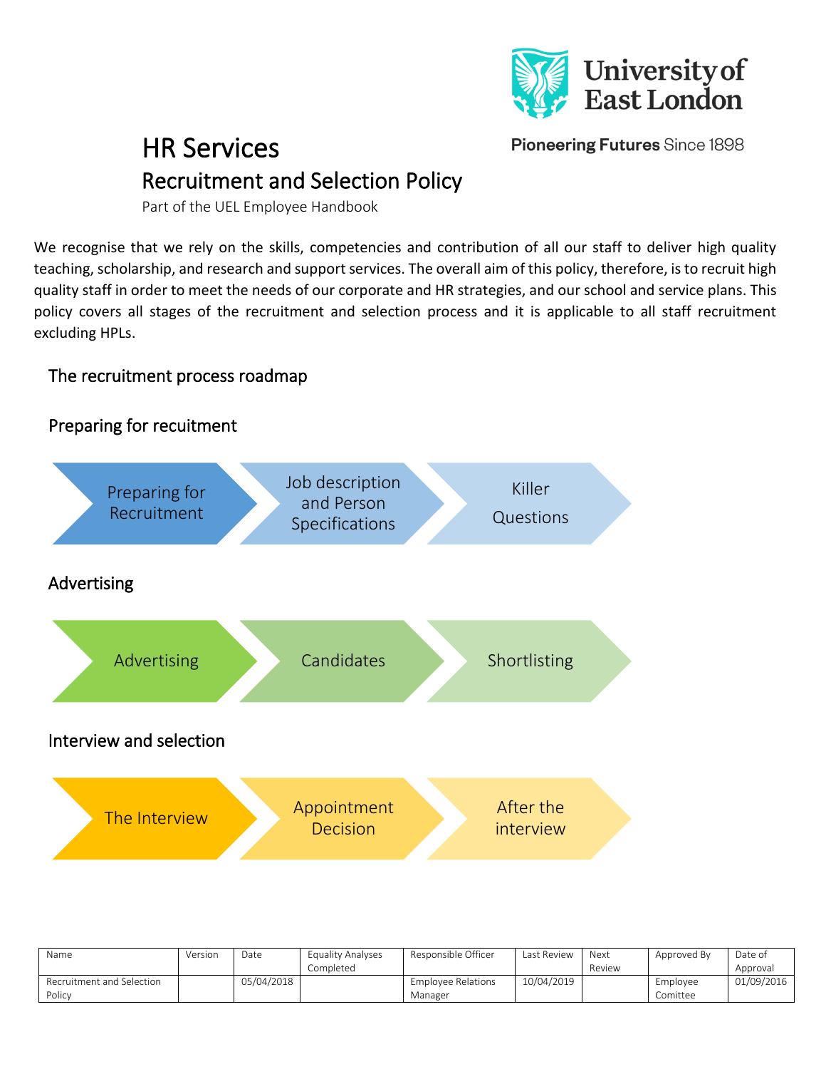University of East London

Pioneering Futures Since 1898

# HR Services

## Recruitment and Selection Policy

Part of the UEL Employee Handbook

We recognise that we rely on the skills, competencies and contribution of all our staff to deliver high quality teaching, scholarship, and research and support services. The overall aim of this policy, therefore, is to recruit high quality staff in order to meet the needs of our corporate and HR strategies, and our school and service plans. This policy covers all stages of the recruitment and selection process and it is applicable to all staff recruitment excluding HPLs.

### The recruitment process roadmap

### Preparing for recuitment

Preparing for Recruitment → Job description and Person Specifications → Killer Questions

### Advertising

Advertising → Candidates → Shortlisting

### Interview and selection

The Interview → Appointment Decision → After the interview

| Name | Version | Date | Equality Analyses Completed | Responsible Officer | Last Review | Next Review | Approved By | Date of Approval |
|---|---|---|---|---|---|---|---|---|
| Recruitment and Selection Policy | | 05/04/2018 | | Employee Relations Manager | 10/04/2019 | | Employee Comittee | 01/09/2016 |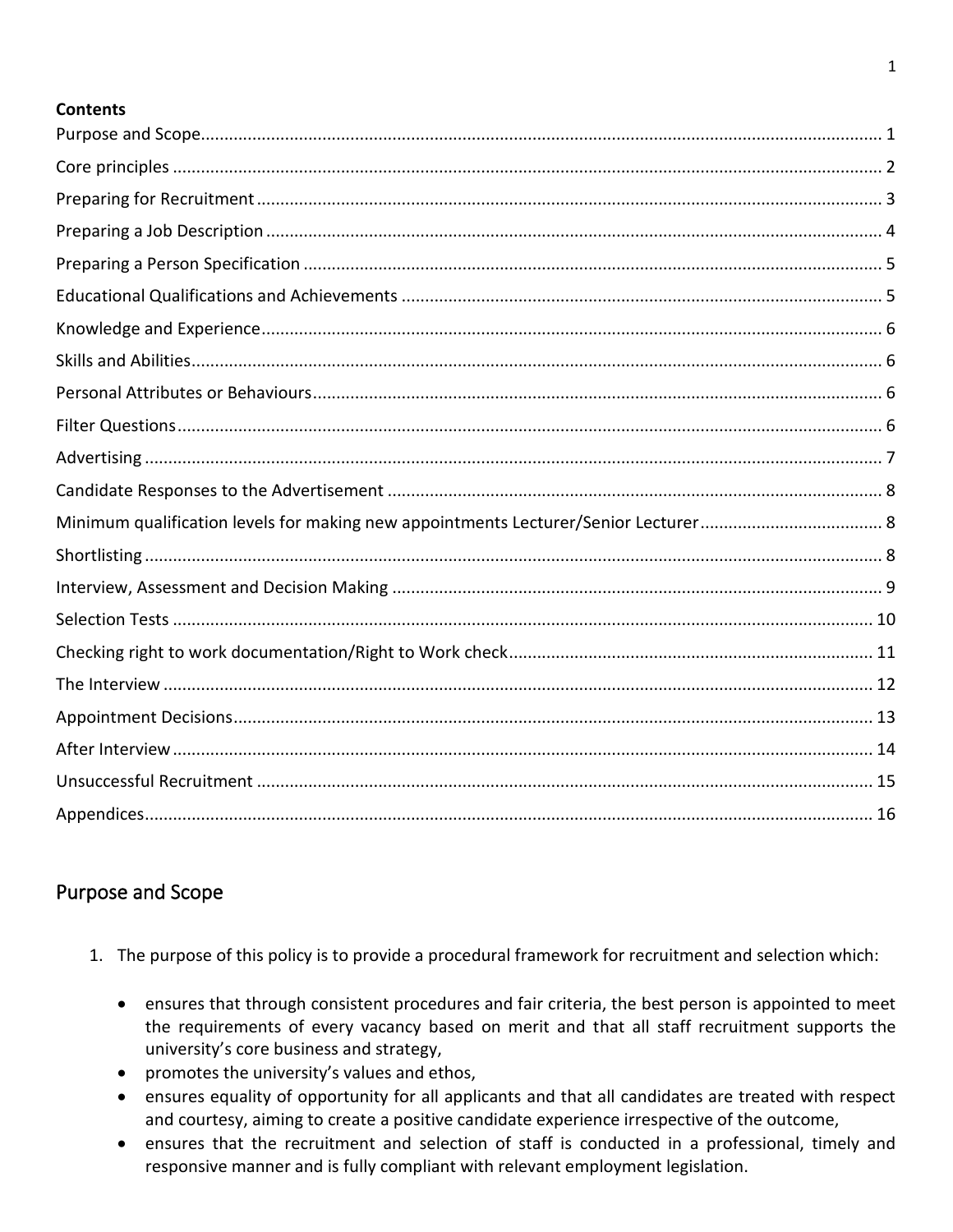**Contents**

Purpose and Scope ........................................................................................................................................ 1
Core principles ................................................................................................................................................ 2
Preparing for Recruitment ............................................................................................................................. 3
Preparing a Job Description ........................................................................................................................... 4
Preparing a Person Specification .................................................................................................................... 5
Educational Qualifications and Achievements ............................................................................................... 5
Knowledge and Experience ............................................................................................................................. 6
Skills and Abilities ........................................................................................................................................... 6
Personal Attributes or Behaviours ................................................................................................................. 6
Filter Questions .............................................................................................................................................. 6
Advertising ..................................................................................................................................................... 7
Candidate Responses to the Advertisement .................................................................................................. 8
Minimum qualification levels for making new appointments Lecturer/Senior Lecturer ................................ 8
Shortlisting ..................................................................................................................................................... 8
Interview, Assessment and Decision Making ................................................................................................. 9
Selection Tests .............................................................................................................................................. 10
Checking right to work documentation/Right to Work check ...................................................................... 11
The Interview ............................................................................................................................................... 12
Appointment Decisions ................................................................................................................................. 13
After Interview ............................................................................................................................................. 14
Unsuccessful Recruitment ............................................................................................................................ 15
Appendices ................................................................................................................................................... 16

## Purpose and Scope

1. The purpose of this policy is to provide a procedural framework for recruitment and selection which:

   - ensures that through consistent procedures and fair criteria, the best person is appointed to meet the requirements of every vacancy based on merit and that all staff recruitment supports the university's core business and strategy,
   - promotes the university's values and ethos,
   - ensures equality of opportunity for all applicants and that all candidates are treated with respect and courtesy, aiming to create a positive candidate experience irrespective of the outcome,
   - ensures that the recruitment and selection of staff is conducted in a professional, timely and responsive manner and is fully compliant with relevant employment legislation.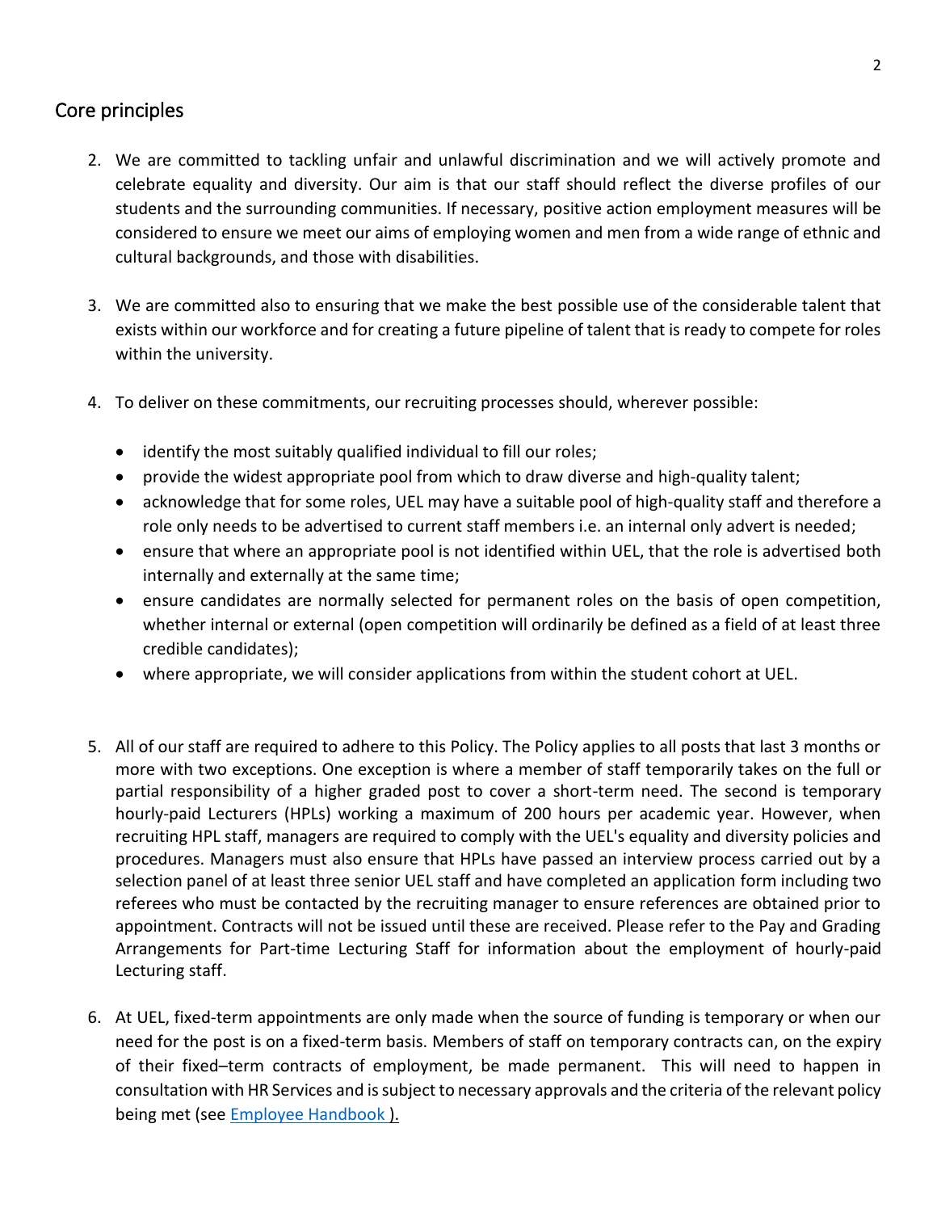## Core principles

2. We are committed to tackling unfair and unlawful discrimination and we will actively promote and celebrate equality and diversity. Our aim is that our staff should reflect the diverse profiles of our students and the surrounding communities. If necessary, positive action employment measures will be considered to ensure we meet our aims of employing women and men from a wide range of ethnic and cultural backgrounds, and those with disabilities.

3. We are committed also to ensuring that we make the best possible use of the considerable talent that exists within our workforce and for creating a future pipeline of talent that is ready to compete for roles within the university.

4. To deliver on these commitments, our recruiting processes should, wherever possible:

   - identify the most suitably qualified individual to fill our roles;
   - provide the widest appropriate pool from which to draw diverse and high-quality talent;
   - acknowledge that for some roles, UEL may have a suitable pool of high-quality staff and therefore a role only needs to be advertised to current staff members i.e. an internal only advert is needed;
   - ensure that where an appropriate pool is not identified within UEL, that the role is advertised both internally and externally at the same time;
   - ensure candidates are normally selected for permanent roles on the basis of open competition, whether internal or external (open competition will ordinarily be defined as a field of at least three credible candidates);
   - where appropriate, we will consider applications from within the student cohort at UEL.

5. All of our staff are required to adhere to this Policy. The Policy applies to all posts that last 3 months or more with two exceptions. One exception is where a member of staff temporarily takes on the full or partial responsibility of a higher graded post to cover a short-term need. The second is temporary hourly-paid Lecturers (HPLs) working a maximum of 200 hours per academic year. However, when recruiting HPL staff, managers are required to comply with the UEL's equality and diversity policies and procedures. Managers must also ensure that HPLs have passed an interview process carried out by a selection panel of at least three senior UEL staff and have completed an application form including two referees who must be contacted by the recruiting manager to ensure references are obtained prior to appointment. Contracts will not be issued until these are received. Please refer to the Pay and Grading Arrangements for Part-time Lecturing Staff for information about the employment of hourly-paid Lecturing staff.

6. At UEL, fixed-term appointments are only made when the source of funding is temporary or when our need for the post is on a fixed-term basis. Members of staff on temporary contracts can, on the expiry of their fixed–term contracts of employment, be made permanent. This will need to happen in consultation with HR Services and is subject to necessary approvals and the criteria of the relevant policy being met (see Employee Handbook ).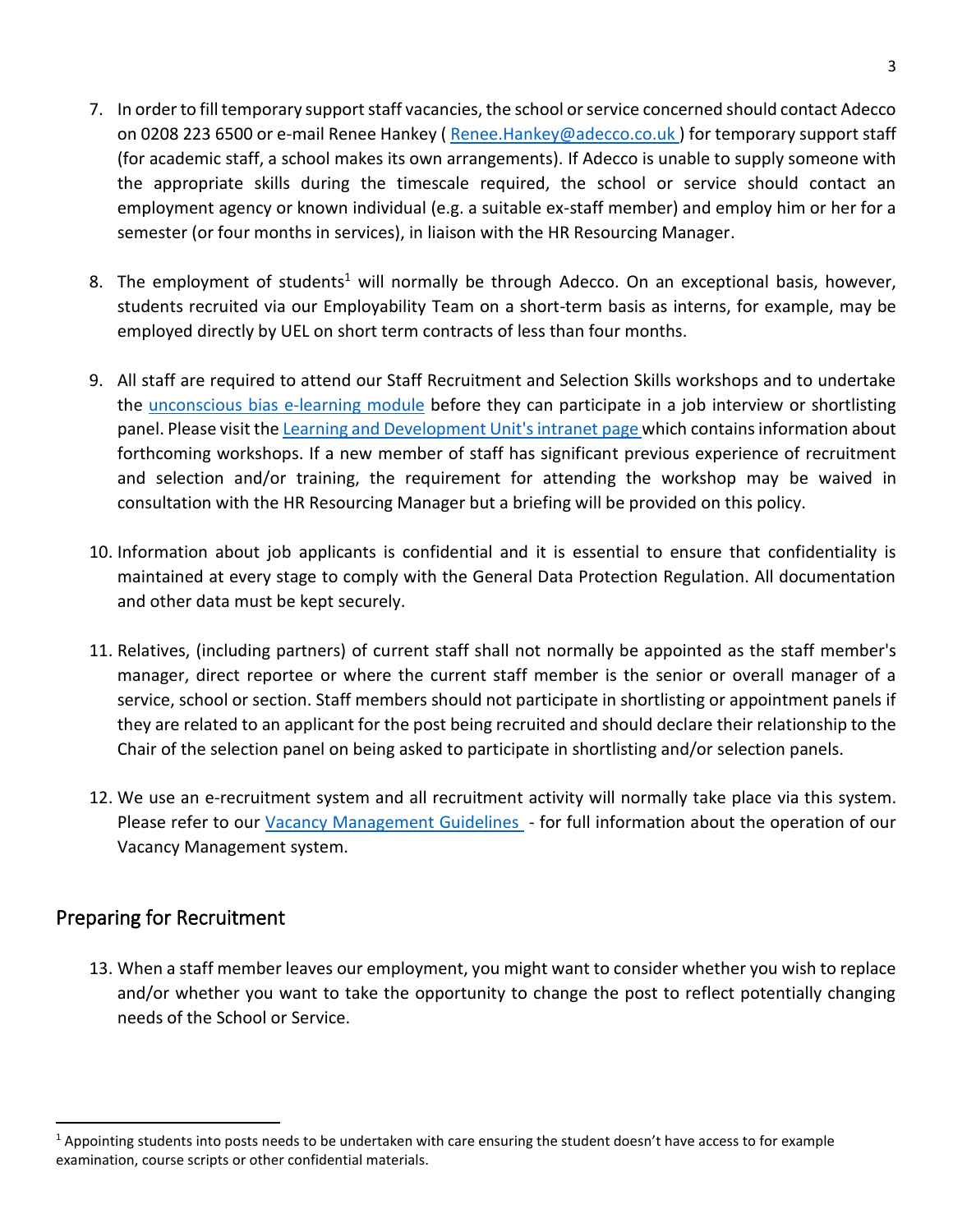7. In order to fill temporary support staff vacancies, the school or service concerned should contact Adecco on 0208 223 6500 or e-mail Renee Hankey ( Renee.Hankey@adecco.co.uk ) for temporary support staff (for academic staff, a school makes its own arrangements). If Adecco is unable to supply someone with the appropriate skills during the timescale required, the school or service should contact an employment agency or known individual (e.g. a suitable ex-staff member) and employ him or her for a semester (or four months in services), in liaison with the HR Resourcing Manager.

8. The employment of students[1] will normally be through Adecco. On an exceptional basis, however, students recruited via our Employability Team on a short-term basis as interns, for example, may be employed directly by UEL on short term contracts of less than four months.

9. All staff are required to attend our Staff Recruitment and Selection Skills workshops and to undertake the unconscious bias e-learning module before they can participate in a job interview or shortlisting panel. Please visit the Learning and Development Unit's intranet page which contains information about forthcoming workshops. If a new member of staff has significant previous experience of recruitment and selection and/or training, the requirement for attending the workshop may be waived in consultation with the HR Resourcing Manager but a briefing will be provided on this policy.

10. Information about job applicants is confidential and it is essential to ensure that confidentiality is maintained at every stage to comply with the General Data Protection Regulation. All documentation and other data must be kept securely.

11. Relatives, (including partners) of current staff shall not normally be appointed as the staff member's manager, direct reportee or where the current staff member is the senior or overall manager of a service, school or section. Staff members should not participate in shortlisting or appointment panels if they are related to an applicant for the post being recruited and should declare their relationship to the Chair of the selection panel on being asked to participate in shortlisting and/or selection panels.

12. We use an e-recruitment system and all recruitment activity will normally take place via this system. Please refer to our Vacancy Management Guidelines - for full information about the operation of our Vacancy Management system.

## Preparing for Recruitment

13. When a staff member leaves our employment, you might want to consider whether you wish to replace and/or whether you want to take the opportunity to change the post to reflect potentially changing needs of the School or Service.

[1] Appointing students into posts needs to be undertaken with care ensuring the student doesn't have access to for example examination, course scripts or other confidential materials.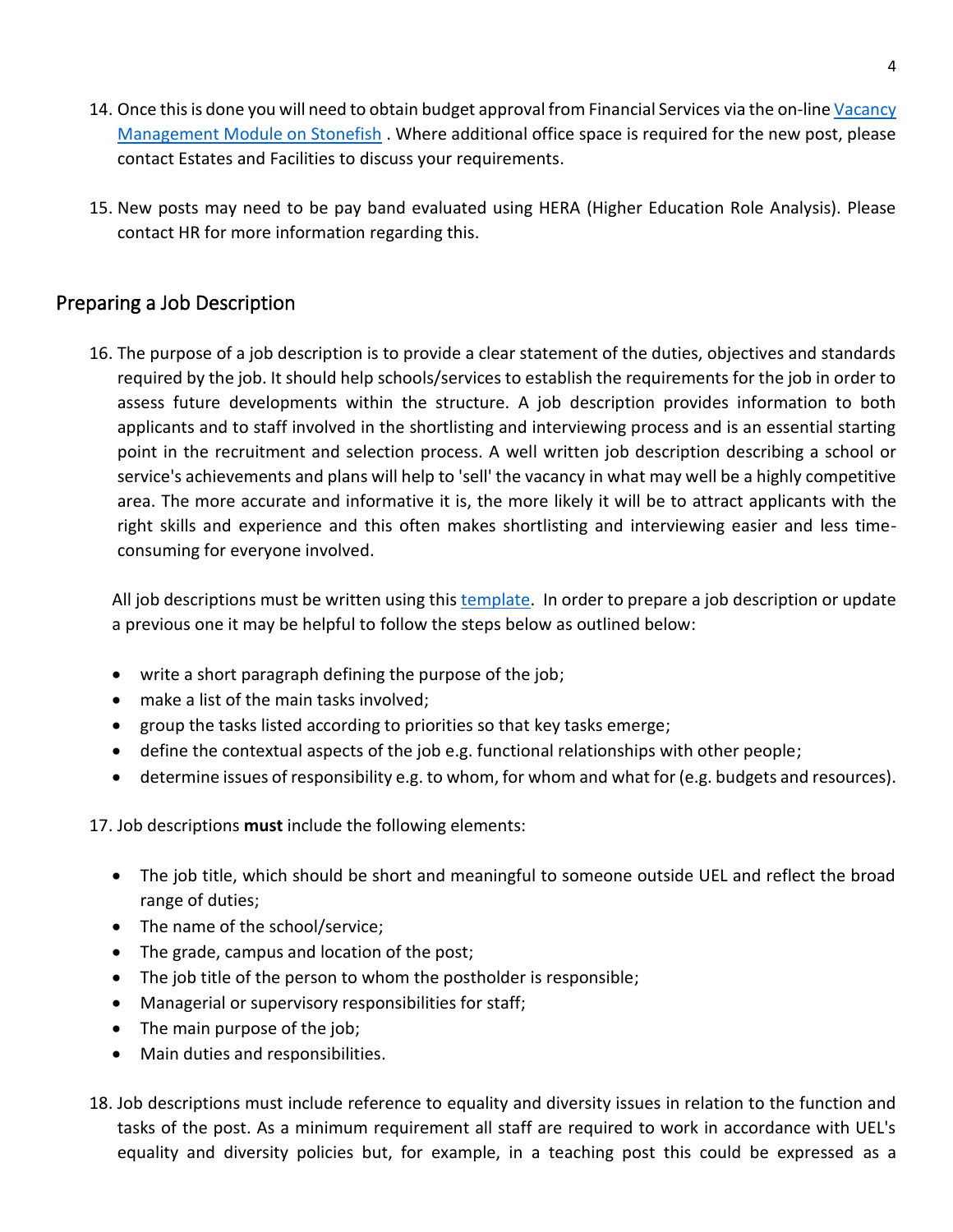14. Once this is done you will need to obtain budget approval from Financial Services via the on-line Vacancy Management Module on Stonefish . Where additional office space is required for the new post, please contact Estates and Facilities to discuss your requirements.

15. New posts may need to be pay band evaluated using HERA (Higher Education Role Analysis). Please contact HR for more information regarding this.

## Preparing a Job Description

16. The purpose of a job description is to provide a clear statement of the duties, objectives and standards required by the job. It should help schools/services to establish the requirements for the job in order to assess future developments within the structure. A job description provides information to both applicants and to staff involved in the shortlisting and interviewing process and is an essential starting point in the recruitment and selection process. A well written job description describing a school or service's achievements and plans will help to 'sell' the vacancy in what may well be a highly competitive area. The more accurate and informative it is, the more likely it will be to attract applicants with the right skills and experience and this often makes shortlisting and interviewing easier and less time-consuming for everyone involved.

    All job descriptions must be written using this template. In order to prepare a job description or update a previous one it may be helpful to follow the steps below as outlined below:

    - write a short paragraph defining the purpose of the job;
    - make a list of the main tasks involved;
    - group the tasks listed according to priorities so that key tasks emerge;
    - define the contextual aspects of the job e.g. functional relationships with other people;
    - determine issues of responsibility e.g. to whom, for whom and what for (e.g. budgets and resources).

17. Job descriptions **must** include the following elements:

    - The job title, which should be short and meaningful to someone outside UEL and reflect the broad range of duties;
    - The name of the school/service;
    - The grade, campus and location of the post;
    - The job title of the person to whom the postholder is responsible;
    - Managerial or supervisory responsibilities for staff;
    - The main purpose of the job;
    - Main duties and responsibilities.

18. Job descriptions must include reference to equality and diversity issues in relation to the function and tasks of the post. As a minimum requirement all staff are required to work in accordance with UEL's equality and diversity policies but, for example, in a teaching post this could be expressed as a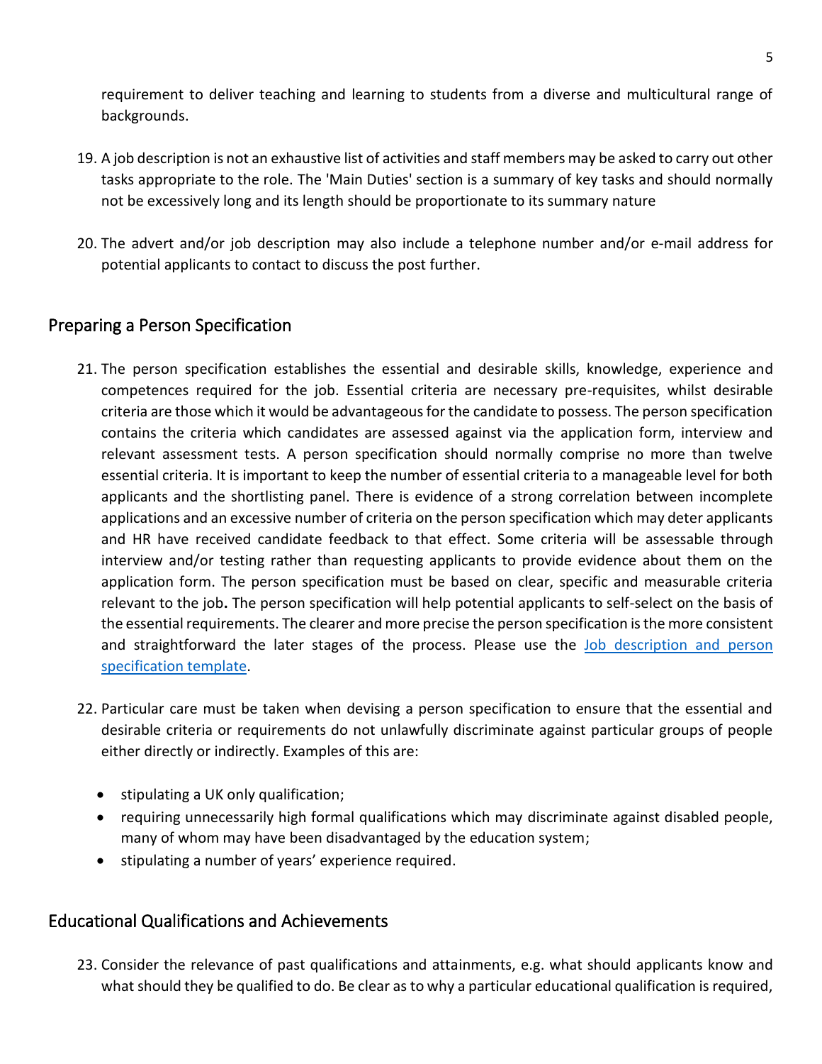requirement to deliver teaching and learning to students from a diverse and multicultural range of backgrounds.

19. A job description is not an exhaustive list of activities and staff members may be asked to carry out other tasks appropriate to the role. The 'Main Duties' section is a summary of key tasks and should normally not be excessively long and its length should be proportionate to its summary nature

20. The advert and/or job description may also include a telephone number and/or e-mail address for potential applicants to contact to discuss the post further.

## Preparing a Person Specification

21. The person specification establishes the essential and desirable skills, knowledge, experience and competences required for the job. Essential criteria are necessary pre-requisites, whilst desirable criteria are those which it would be advantageous for the candidate to possess. The person specification contains the criteria which candidates are assessed against via the application form, interview and relevant assessment tests. A person specification should normally comprise no more than twelve essential criteria. It is important to keep the number of essential criteria to a manageable level for both applicants and the shortlisting panel. There is evidence of a strong correlation between incomplete applications and an excessive number of criteria on the person specification which may deter applicants and HR have received candidate feedback to that effect. Some criteria will be assessable through interview and/or testing rather than requesting applicants to provide evidence about them on the application form. The person specification must be based on clear, specific and measurable criteria relevant to the job**.** The person specification will help potential applicants to self-select on the basis of the essential requirements. The clearer and more precise the person specification is the more consistent and straightforward the later stages of the process. Please use the [Job description and person specification template](#).

22. Particular care must be taken when devising a person specification to ensure that the essential and desirable criteria or requirements do not unlawfully discriminate against particular groups of people either directly or indirectly. Examples of this are:

    - stipulating a UK only qualification;
    - requiring unnecessarily high formal qualifications which may discriminate against disabled people, many of whom may have been disadvantaged by the education system;
    - stipulating a number of years' experience required.

## Educational Qualifications and Achievements

23. Consider the relevance of past qualifications and attainments, e.g. what should applicants know and what should they be qualified to do. Be clear as to why a particular educational qualification is required,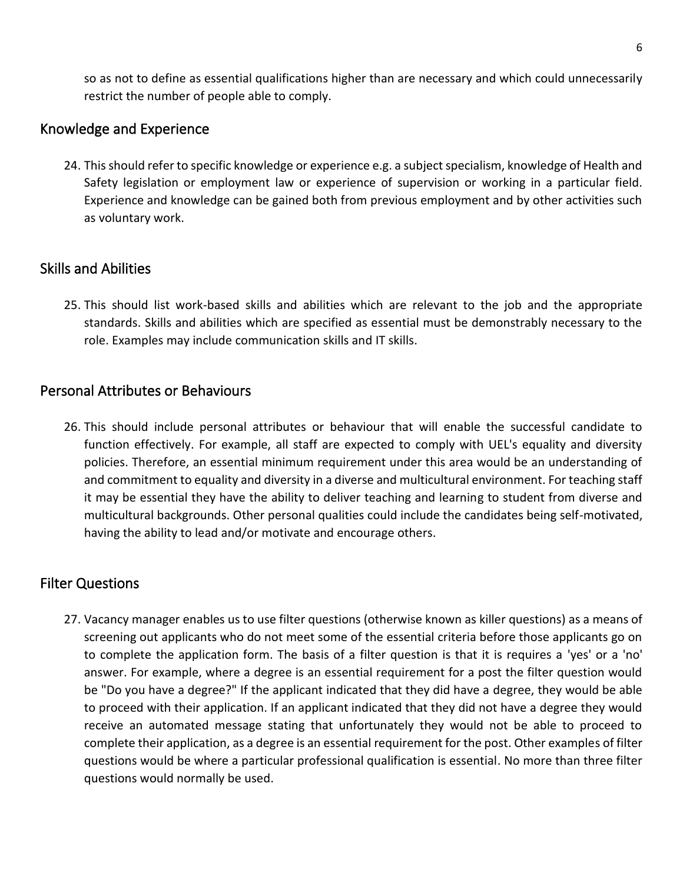so as not to define as essential qualifications higher than are necessary and which could unnecessarily restrict the number of people able to comply.

## Knowledge and Experience

24. This should refer to specific knowledge or experience e.g. a subject specialism, knowledge of Health and Safety legislation or employment law or experience of supervision or working in a particular field. Experience and knowledge can be gained both from previous employment and by other activities such as voluntary work.

## Skills and Abilities

25. This should list work-based skills and abilities which are relevant to the job and the appropriate standards. Skills and abilities which are specified as essential must be demonstrably necessary to the role. Examples may include communication skills and IT skills.

## Personal Attributes or Behaviours

26. This should include personal attributes or behaviour that will enable the successful candidate to function effectively. For example, all staff are expected to comply with UEL's equality and diversity policies. Therefore, an essential minimum requirement under this area would be an understanding of and commitment to equality and diversity in a diverse and multicultural environment. For teaching staff it may be essential they have the ability to deliver teaching and learning to student from diverse and multicultural backgrounds. Other personal qualities could include the candidates being self-motivated, having the ability to lead and/or motivate and encourage others.

## Filter Questions

27. Vacancy manager enables us to use filter questions (otherwise known as killer questions) as a means of screening out applicants who do not meet some of the essential criteria before those applicants go on to complete the application form. The basis of a filter question is that it is requires a 'yes' or a 'no' answer. For example, where a degree is an essential requirement for a post the filter question would be "Do you have a degree?" If the applicant indicated that they did have a degree, they would be able to proceed with their application. If an applicant indicated that they did not have a degree they would receive an automated message stating that unfortunately they would not be able to proceed to complete their application, as a degree is an essential requirement for the post. Other examples of filter questions would be where a particular professional qualification is essential. No more than three filter questions would normally be used.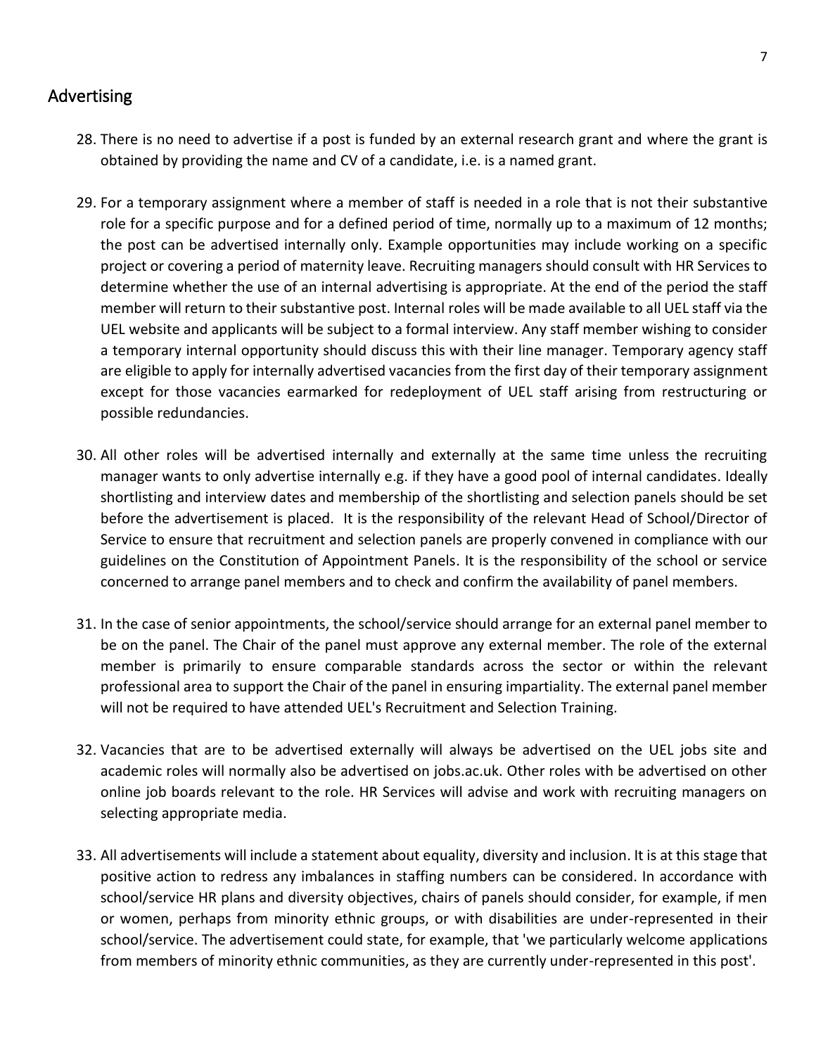## Advertising

28. There is no need to advertise if a post is funded by an external research grant and where the grant is obtained by providing the name and CV of a candidate, i.e. is a named grant.

29. For a temporary assignment where a member of staff is needed in a role that is not their substantive role for a specific purpose and for a defined period of time, normally up to a maximum of 12 months; the post can be advertised internally only. Example opportunities may include working on a specific project or covering a period of maternity leave. Recruiting managers should consult with HR Services to determine whether the use of an internal advertising is appropriate. At the end of the period the staff member will return to their substantive post. Internal roles will be made available to all UEL staff via the UEL website and applicants will be subject to a formal interview. Any staff member wishing to consider a temporary internal opportunity should discuss this with their line manager. Temporary agency staff are eligible to apply for internally advertised vacancies from the first day of their temporary assignment except for those vacancies earmarked for redeployment of UEL staff arising from restructuring or possible redundancies.

30. All other roles will be advertised internally and externally at the same time unless the recruiting manager wants to only advertise internally e.g. if they have a good pool of internal candidates. Ideally shortlisting and interview dates and membership of the shortlisting and selection panels should be set before the advertisement is placed. It is the responsibility of the relevant Head of School/Director of Service to ensure that recruitment and selection panels are properly convened in compliance with our guidelines on the Constitution of Appointment Panels. It is the responsibility of the school or service concerned to arrange panel members and to check and confirm the availability of panel members.

31. In the case of senior appointments, the school/service should arrange for an external panel member to be on the panel. The Chair of the panel must approve any external member. The role of the external member is primarily to ensure comparable standards across the sector or within the relevant professional area to support the Chair of the panel in ensuring impartiality. The external panel member will not be required to have attended UEL's Recruitment and Selection Training.

32. Vacancies that are to be advertised externally will always be advertised on the UEL jobs site and academic roles will normally also be advertised on jobs.ac.uk. Other roles with be advertised on other online job boards relevant to the role. HR Services will advise and work with recruiting managers on selecting appropriate media.

33. All advertisements will include a statement about equality, diversity and inclusion. It is at this stage that positive action to redress any imbalances in staffing numbers can be considered. In accordance with school/service HR plans and diversity objectives, chairs of panels should consider, for example, if men or women, perhaps from minority ethnic groups, or with disabilities are under-represented in their school/service. The advertisement could state, for example, that 'we particularly welcome applications from members of minority ethnic communities, as they are currently under-represented in this post'.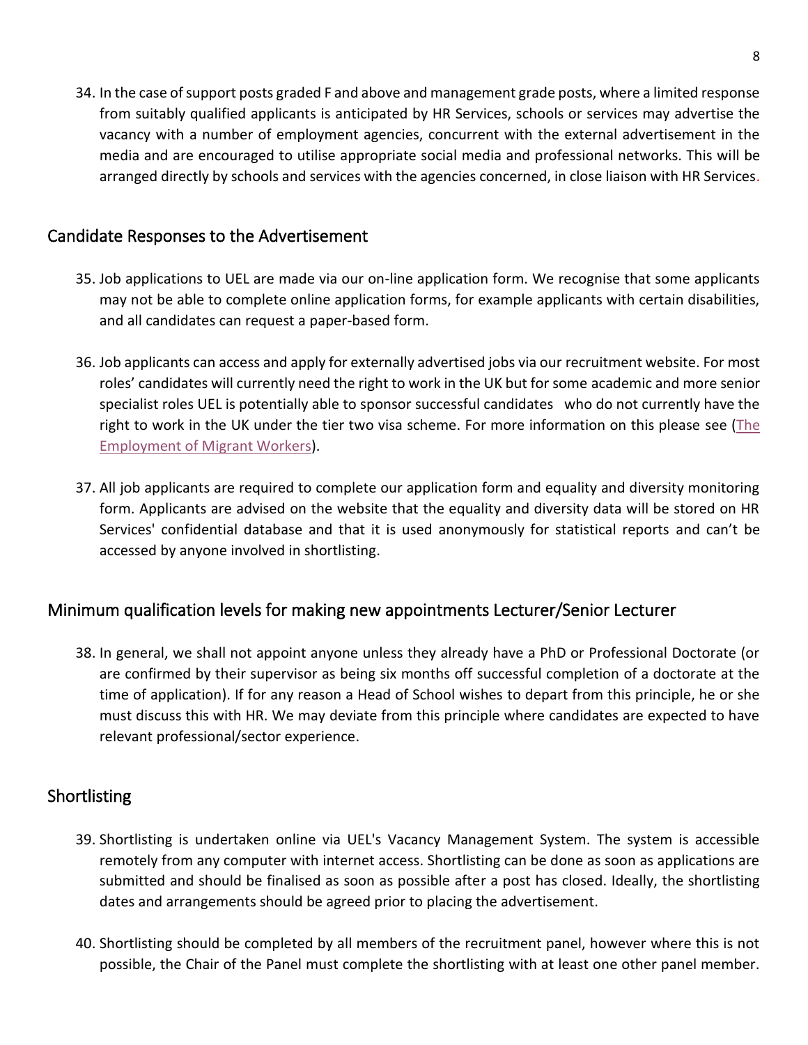34. In the case of support posts graded F and above and management grade posts, where a limited response from suitably qualified applicants is anticipated by HR Services, schools or services may advertise the vacancy with a number of employment agencies, concurrent with the external advertisement in the media and are encouraged to utilise appropriate social media and professional networks. This will be arranged directly by schools and services with the agencies concerned, in close liaison with HR Services.

## Candidate Responses to the Advertisement

35. Job applications to UEL are made via our on-line application form. We recognise that some applicants may not be able to complete online application forms, for example applicants with certain disabilities, and all candidates can request a paper-based form.

36. Job applicants can access and apply for externally advertised jobs via our recruitment website. For most roles' candidates will currently need the right to work in the UK but for some academic and more senior specialist roles UEL is potentially able to sponsor successful candidates who do not currently have the right to work in the UK under the tier two visa scheme. For more information on this please see (The Employment of Migrant Workers).

37. All job applicants are required to complete our application form and equality and diversity monitoring form. Applicants are advised on the website that the equality and diversity data will be stored on HR Services' confidential database and that it is used anonymously for statistical reports and can't be accessed by anyone involved in shortlisting.

## Minimum qualification levels for making new appointments Lecturer/Senior Lecturer

38. In general, we shall not appoint anyone unless they already have a PhD or Professional Doctorate (or are confirmed by their supervisor as being six months off successful completion of a doctorate at the time of application). If for any reason a Head of School wishes to depart from this principle, he or she must discuss this with HR. We may deviate from this principle where candidates are expected to have relevant professional/sector experience.

## Shortlisting

39. Shortlisting is undertaken online via UEL's Vacancy Management System. The system is accessible remotely from any computer with internet access. Shortlisting can be done as soon as applications are submitted and should be finalised as soon as possible after a post has closed. Ideally, the shortlisting dates and arrangements should be agreed prior to placing the advertisement.

40. Shortlisting should be completed by all members of the recruitment panel, however where this is not possible, the Chair of the Panel must complete the shortlisting with at least one other panel member.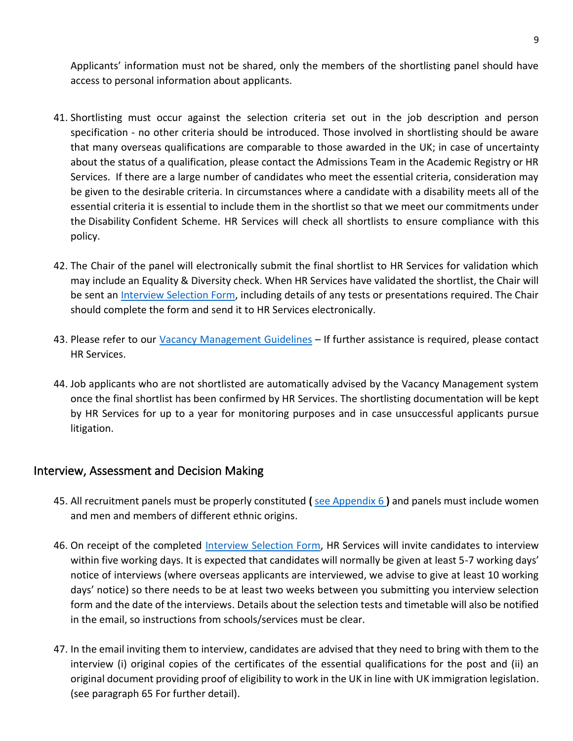Applicants' information must not be shared, only the members of the shortlisting panel should have access to personal information about applicants.

41. Shortlisting must occur against the selection criteria set out in the job description and person specification - no other criteria should be introduced. Those involved in shortlisting should be aware that many overseas qualifications are comparable to those awarded in the UK; in case of uncertainty about the status of a qualification, please contact the Admissions Team in the Academic Registry or HR Services. If there are a large number of candidates who meet the essential criteria, consideration may be given to the desirable criteria. In circumstances where a candidate with a disability meets all of the essential criteria it is essential to include them in the shortlist so that we meet our commitments under the Disability Confident Scheme. HR Services will check all shortlists to ensure compliance with this policy.

42. The Chair of the panel will electronically submit the final shortlist to HR Services for validation which may include an Equality & Diversity check. When HR Services have validated the shortlist, the Chair will be sent an Interview Selection Form, including details of any tests or presentations required. The Chair should complete the form and send it to HR Services electronically.

43. Please refer to our Vacancy Management Guidelines – If further assistance is required, please contact HR Services.

44. Job applicants who are not shortlisted are automatically advised by the Vacancy Management system once the final shortlist has been confirmed by HR Services. The shortlisting documentation will be kept by HR Services for up to a year for monitoring purposes and in case unsuccessful applicants pursue litigation.

## Interview, Assessment and Decision Making

45. All recruitment panels must be properly constituted **(** see Appendix 6 **)** and panels must include women and men and members of different ethnic origins.

46. On receipt of the completed Interview Selection Form, HR Services will invite candidates to interview within five working days. It is expected that candidates will normally be given at least 5-7 working days' notice of interviews (where overseas applicants are interviewed, we advise to give at least 10 working days' notice) so there needs to be at least two weeks between you submitting you interview selection form and the date of the interviews. Details about the selection tests and timetable will also be notified in the email, so instructions from schools/services must be clear.

47. In the email inviting them to interview, candidates are advised that they need to bring with them to the interview (i) original copies of the certificates of the essential qualifications for the post and (ii) an original document providing proof of eligibility to work in the UK in line with UK immigration legislation. (see paragraph 65 For further detail).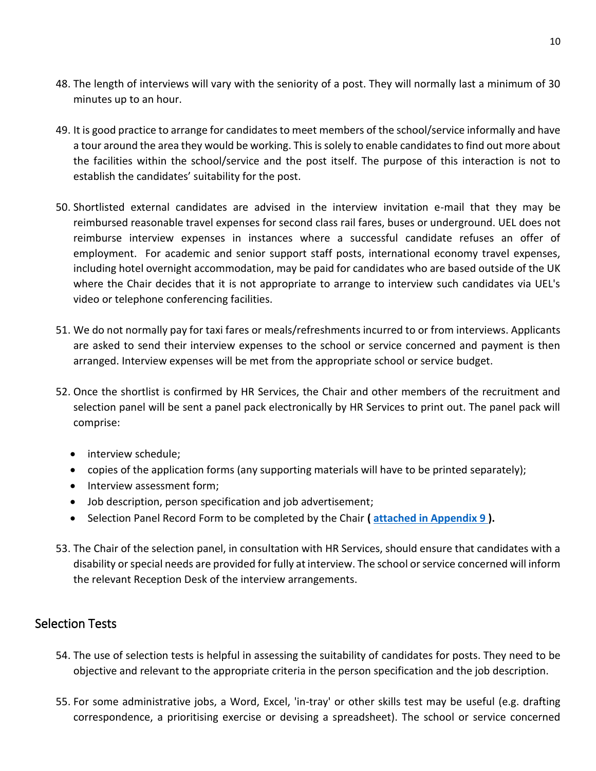48. The length of interviews will vary with the seniority of a post. They will normally last a minimum of 30 minutes up to an hour.

49. It is good practice to arrange for candidates to meet members of the school/service informally and have a tour around the area they would be working. This is solely to enable candidates to find out more about the facilities within the school/service and the post itself. The purpose of this interaction is not to establish the candidates' suitability for the post.

50. Shortlisted external candidates are advised in the interview invitation e-mail that they may be reimbursed reasonable travel expenses for second class rail fares, buses or underground. UEL does not reimburse interview expenses in instances where a successful candidate refuses an offer of employment. For academic and senior support staff posts, international economy travel expenses, including hotel overnight accommodation, may be paid for candidates who are based outside of the UK where the Chair decides that it is not appropriate to arrange to interview such candidates via UEL's video or telephone conferencing facilities.

51. We do not normally pay for taxi fares or meals/refreshments incurred to or from interviews. Applicants are asked to send their interview expenses to the school or service concerned and payment is then arranged. Interview expenses will be met from the appropriate school or service budget.

52. Once the shortlist is confirmed by HR Services, the Chair and other members of the recruitment and selection panel will be sent a panel pack electronically by HR Services to print out. The panel pack will comprise:

    - interview schedule;
    - copies of the application forms (any supporting materials will have to be printed separately);
    - Interview assessment form;
    - Job description, person specification and job advertisement;
    - Selection Panel Record Form to be completed by the Chair **( attached in Appendix 9 ).**

53. The Chair of the selection panel, in consultation with HR Services, should ensure that candidates with a disability or special needs are provided for fully at interview. The school or service concerned will inform the relevant Reception Desk of the interview arrangements.

## Selection Tests

54. The use of selection tests is helpful in assessing the suitability of candidates for posts. They need to be objective and relevant to the appropriate criteria in the person specification and the job description.

55. For some administrative jobs, a Word, Excel, 'in-tray' or other skills test may be useful (e.g. drafting correspondence, a prioritising exercise or devising a spreadsheet). The school or service concerned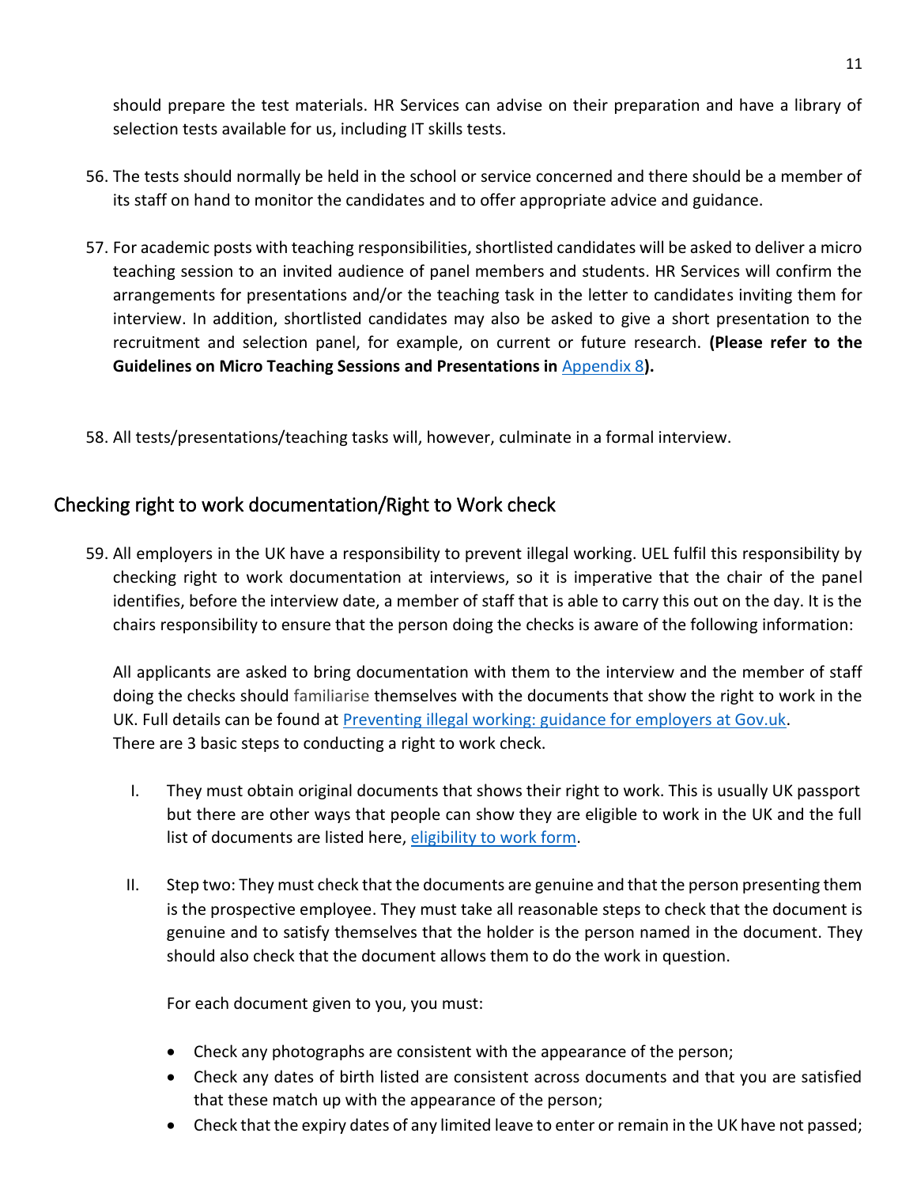should prepare the test materials. HR Services can advise on their preparation and have a library of selection tests available for us, including IT skills tests.

56. The tests should normally be held in the school or service concerned and there should be a member of its staff on hand to monitor the candidates and to offer appropriate advice and guidance.

57. For academic posts with teaching responsibilities, shortlisted candidates will be asked to deliver a micro teaching session to an invited audience of panel members and students. HR Services will confirm the arrangements for presentations and/or the teaching task in the letter to candidates inviting them for interview. In addition, shortlisted candidates may also be asked to give a short presentation to the recruitment and selection panel, for example, on current or future research. **(Please refer to the Guidelines on Micro Teaching Sessions and Presentations in [Appendix 8](#)).**

58. All tests/presentations/teaching tasks will, however, culminate in a formal interview.

## Checking right to work documentation/Right to Work check

59. All employers in the UK have a responsibility to prevent illegal working. UEL fulfil this responsibility by checking right to work documentation at interviews, so it is imperative that the chair of the panel identifies, before the interview date, a member of staff that is able to carry this out on the day. It is the chairs responsibility to ensure that the person doing the checks is aware of the following information:

    All applicants are asked to bring documentation with them to the interview and the member of staff doing the checks should familiarise themselves with the documents that show the right to work in the UK. Full details can be found at [Preventing illegal working: guidance for employers at Gov.uk](#).
    There are 3 basic steps to conducting a right to work check.

    I. They must obtain original documents that shows their right to work. This is usually UK passport but there are other ways that people can show they are eligible to work in the UK and the full list of documents are listed here, [eligibility to work form](#).

    II. Step two: They must check that the documents are genuine and that the person presenting them is the prospective employee. They must take all reasonable steps to check that the document is genuine and to satisfy themselves that the holder is the person named in the document. They should also check that the document allows them to do the work in question.

        For each document given to you, you must:

        - Check any photographs are consistent with the appearance of the person;
        - Check any dates of birth listed are consistent across documents and that you are satisfied that these match up with the appearance of the person;
        - Check that the expiry dates of any limited leave to enter or remain in the UK have not passed;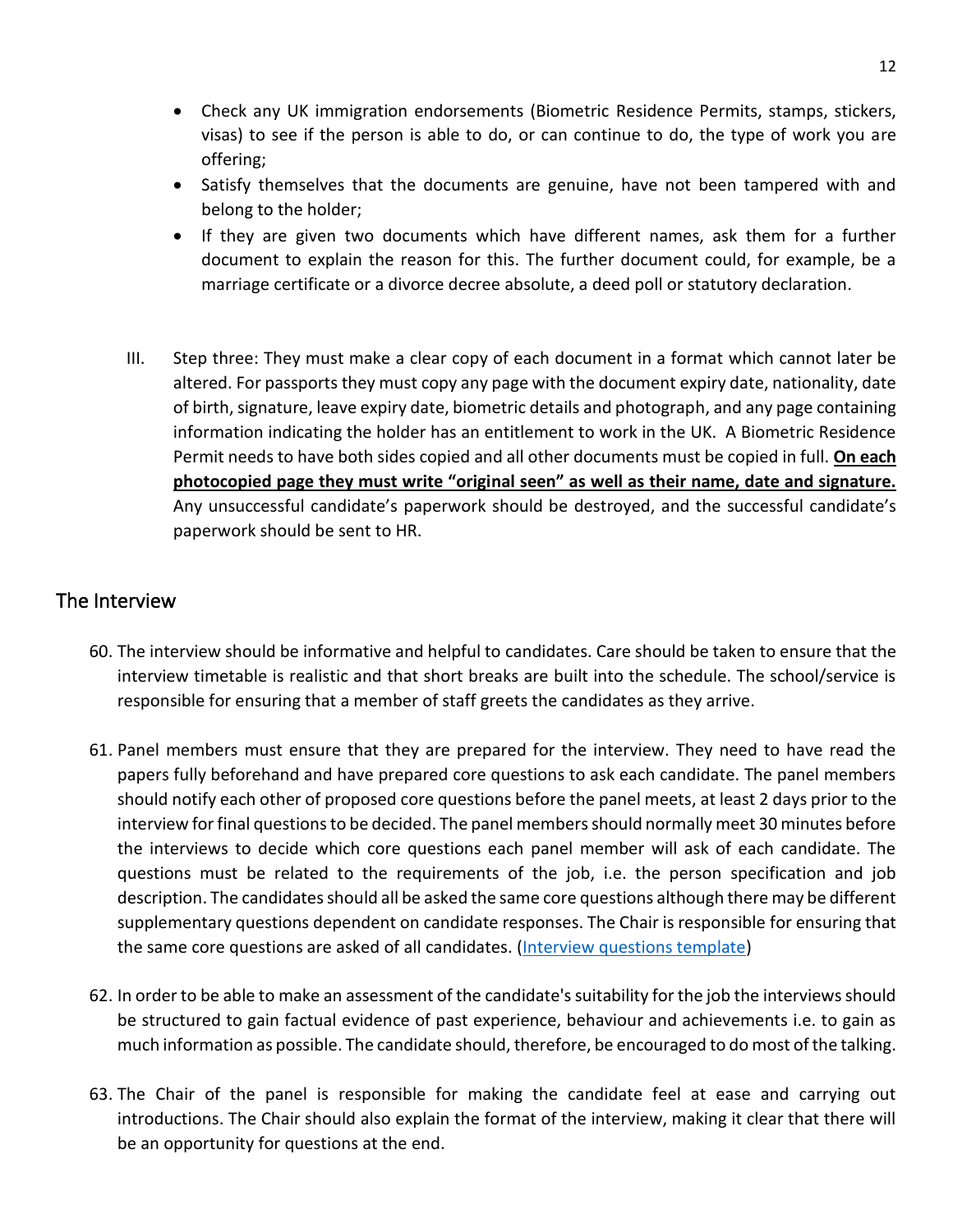- Check any UK immigration endorsements (Biometric Residence Permits, stamps, stickers, visas) to see if the person is able to do, or can continue to do, the type of work you are offering;
- Satisfy themselves that the documents are genuine, have not been tampered with and belong to the holder;
- If they are given two documents which have different names, ask them for a further document to explain the reason for this. The further document could, for example, be a marriage certificate or a divorce decree absolute, a deed poll or statutory declaration.

III. Step three: They must make a clear copy of each document in a format which cannot later be altered. For passports they must copy any page with the document expiry date, nationality, date of birth, signature, leave expiry date, biometric details and photograph, and any page containing information indicating the holder has an entitlement to work in the UK. A Biometric Residence Permit needs to have both sides copied and all other documents must be copied in full. **On each photocopied page they must write "original seen" as well as their name, date and signature.** Any unsuccessful candidate's paperwork should be destroyed, and the successful candidate's paperwork should be sent to HR.

## The Interview

60. The interview should be informative and helpful to candidates. Care should be taken to ensure that the interview timetable is realistic and that short breaks are built into the schedule. The school/service is responsible for ensuring that a member of staff greets the candidates as they arrive.

61. Panel members must ensure that they are prepared for the interview. They need to have read the papers fully beforehand and have prepared core questions to ask each candidate. The panel members should notify each other of proposed core questions before the panel meets, at least 2 days prior to the interview for final questions to be decided. The panel members should normally meet 30 minutes before the interviews to decide which core questions each panel member will ask of each candidate. The questions must be related to the requirements of the job, i.e. the person specification and job description. The candidates should all be asked the same core questions although there may be different supplementary questions dependent on candidate responses. The Chair is responsible for ensuring that the same core questions are asked of all candidates. (Interview questions template)

62. In order to be able to make an assessment of the candidate's suitability for the job the interviews should be structured to gain factual evidence of past experience, behaviour and achievements i.e. to gain as much information as possible. The candidate should, therefore, be encouraged to do most of the talking.

63. The Chair of the panel is responsible for making the candidate feel at ease and carrying out introductions. The Chair should also explain the format of the interview, making it clear that there will be an opportunity for questions at the end.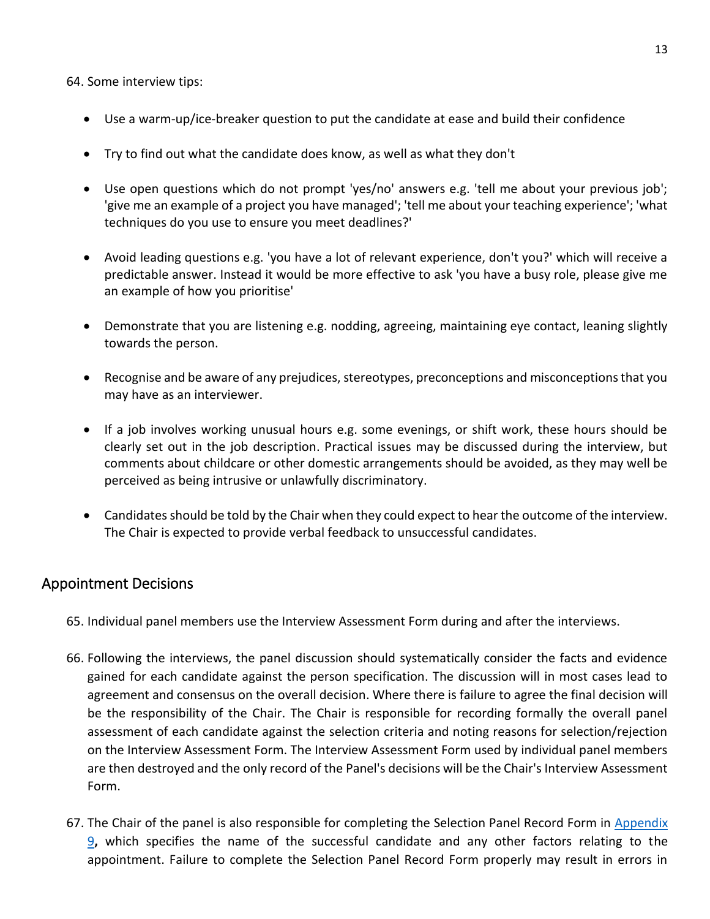64. Some interview tips:

- Use a warm-up/ice-breaker question to put the candidate at ease and build their confidence
- Try to find out what the candidate does know, as well as what they don't
- Use open questions which do not prompt 'yes/no' answers e.g. 'tell me about your previous job'; 'give me an example of a project you have managed'; 'tell me about your teaching experience'; 'what techniques do you use to ensure you meet deadlines?'
- Avoid leading questions e.g. 'you have a lot of relevant experience, don't you?' which will receive a predictable answer. Instead it would be more effective to ask 'you have a busy role, please give me an example of how you prioritise'
- Demonstrate that you are listening e.g. nodding, agreeing, maintaining eye contact, leaning slightly towards the person.
- Recognise and be aware of any prejudices, stereotypes, preconceptions and misconceptions that you may have as an interviewer.
- If a job involves working unusual hours e.g. some evenings, or shift work, these hours should be clearly set out in the job description. Practical issues may be discussed during the interview, but comments about childcare or other domestic arrangements should be avoided, as they may well be perceived as being intrusive or unlawfully discriminatory.
- Candidates should be told by the Chair when they could expect to hear the outcome of the interview. The Chair is expected to provide verbal feedback to unsuccessful candidates.

## Appointment Decisions

65. Individual panel members use the Interview Assessment Form during and after the interviews.

66. Following the interviews, the panel discussion should systematically consider the facts and evidence gained for each candidate against the person specification. The discussion will in most cases lead to agreement and consensus on the overall decision. Where there is failure to agree the final decision will be the responsibility of the Chair. The Chair is responsible for recording formally the overall panel assessment of each candidate against the selection criteria and noting reasons for selection/rejection on the Interview Assessment Form. The Interview Assessment Form used by individual panel members are then destroyed and the only record of the Panel's decisions will be the Chair's Interview Assessment Form.

67. The Chair of the panel is also responsible for completing the Selection Panel Record Form in Appendix 9**,** which specifies the name of the successful candidate and any other factors relating to the appointment. Failure to complete the Selection Panel Record Form properly may result in errors in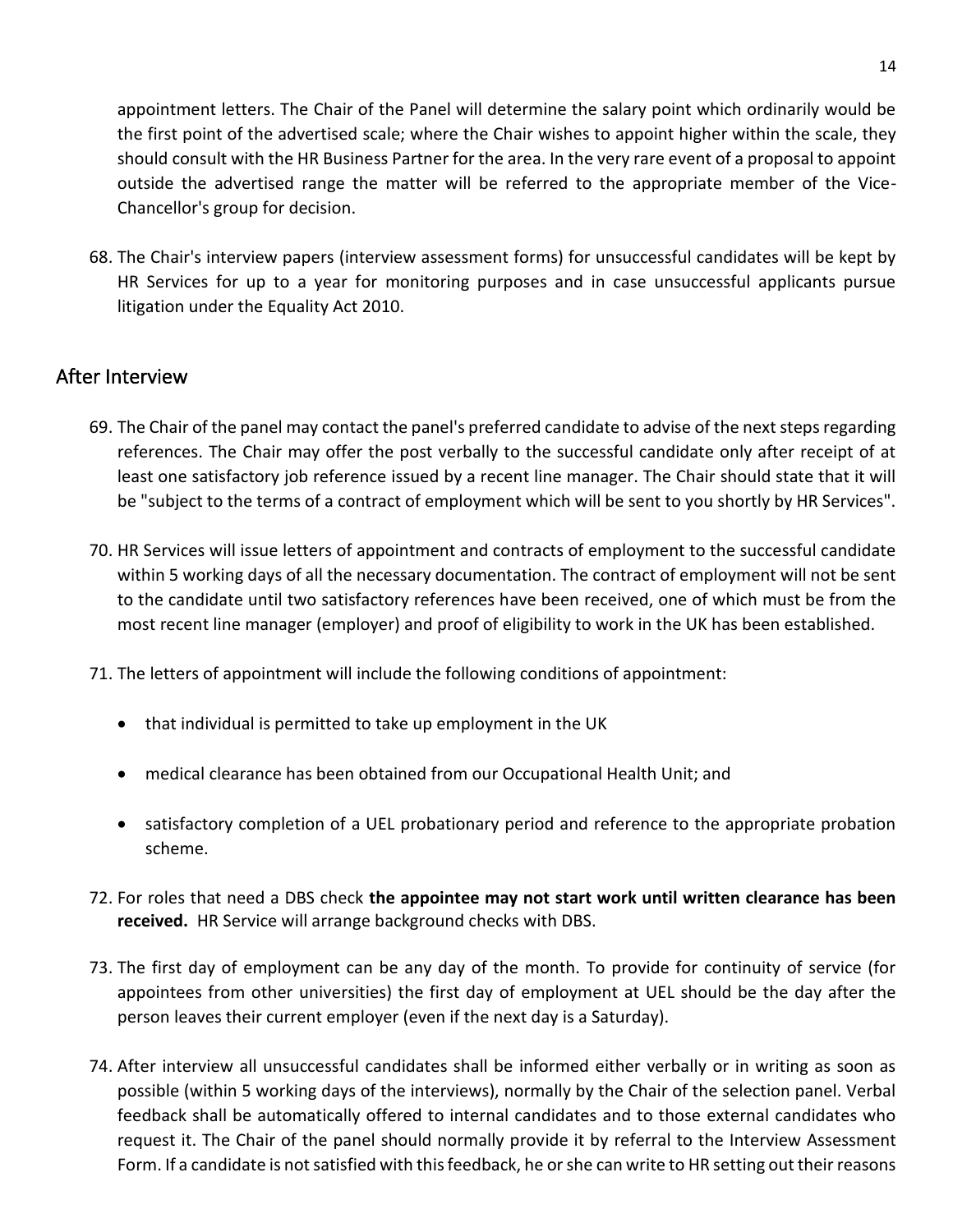appointment letters. The Chair of the Panel will determine the salary point which ordinarily would be the first point of the advertised scale; where the Chair wishes to appoint higher within the scale, they should consult with the HR Business Partner for the area. In the very rare event of a proposal to appoint outside the advertised range the matter will be referred to the appropriate member of the Vice-Chancellor's group for decision.

68. The Chair's interview papers (interview assessment forms) for unsuccessful candidates will be kept by HR Services for up to a year for monitoring purposes and in case unsuccessful applicants pursue litigation under the Equality Act 2010.

## After Interview

69. The Chair of the panel may contact the panel's preferred candidate to advise of the next steps regarding references. The Chair may offer the post verbally to the successful candidate only after receipt of at least one satisfactory job reference issued by a recent line manager. The Chair should state that it will be "subject to the terms of a contract of employment which will be sent to you shortly by HR Services".

70. HR Services will issue letters of appointment and contracts of employment to the successful candidate within 5 working days of all the necessary documentation. The contract of employment will not be sent to the candidate until two satisfactory references have been received, one of which must be from the most recent line manager (employer) and proof of eligibility to work in the UK has been established.

71. The letters of appointment will include the following conditions of appointment:

    - that individual is permitted to take up employment in the UK
    - medical clearance has been obtained from our Occupational Health Unit; and
    - satisfactory completion of a UEL probationary period and reference to the appropriate probation scheme.

72. For roles that need a DBS check **the appointee may not start work until written clearance has been received.** HR Service will arrange background checks with DBS.

73. The first day of employment can be any day of the month. To provide for continuity of service (for appointees from other universities) the first day of employment at UEL should be the day after the person leaves their current employer (even if the next day is a Saturday).

74. After interview all unsuccessful candidates shall be informed either verbally or in writing as soon as possible (within 5 working days of the interviews), normally by the Chair of the selection panel. Verbal feedback shall be automatically offered to internal candidates and to those external candidates who request it. The Chair of the panel should normally provide it by referral to the Interview Assessment Form. If a candidate is not satisfied with this feedback, he or she can write to HR setting out their reasons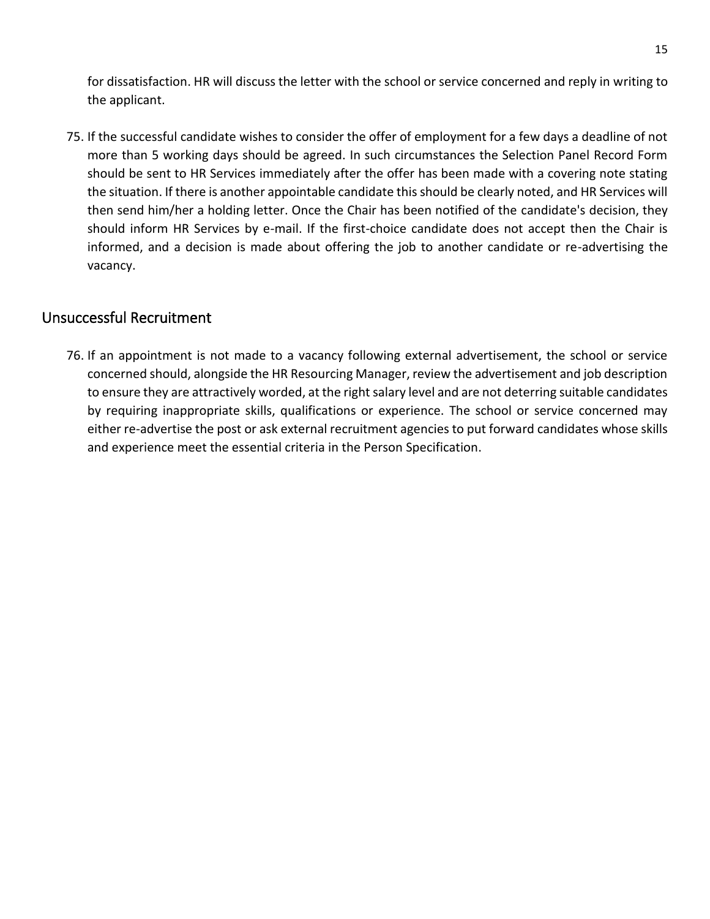for dissatisfaction. HR will discuss the letter with the school or service concerned and reply in writing to the applicant.

75. If the successful candidate wishes to consider the offer of employment for a few days a deadline of not more than 5 working days should be agreed. In such circumstances the Selection Panel Record Form should be sent to HR Services immediately after the offer has been made with a covering note stating the situation. If there is another appointable candidate this should be clearly noted, and HR Services will then send him/her a holding letter. Once the Chair has been notified of the candidate's decision, they should inform HR Services by e-mail. If the first-choice candidate does not accept then the Chair is informed, and a decision is made about offering the job to another candidate or re-advertising the vacancy.

## Unsuccessful Recruitment

76. If an appointment is not made to a vacancy following external advertisement, the school or service concerned should, alongside the HR Resourcing Manager, review the advertisement and job description to ensure they are attractively worded, at the right salary level and are not deterring suitable candidates by requiring inappropriate skills, qualifications or experience. The school or service concerned may either re-advertise the post or ask external recruitment agencies to put forward candidates whose skills and experience meet the essential criteria in the Person Specification.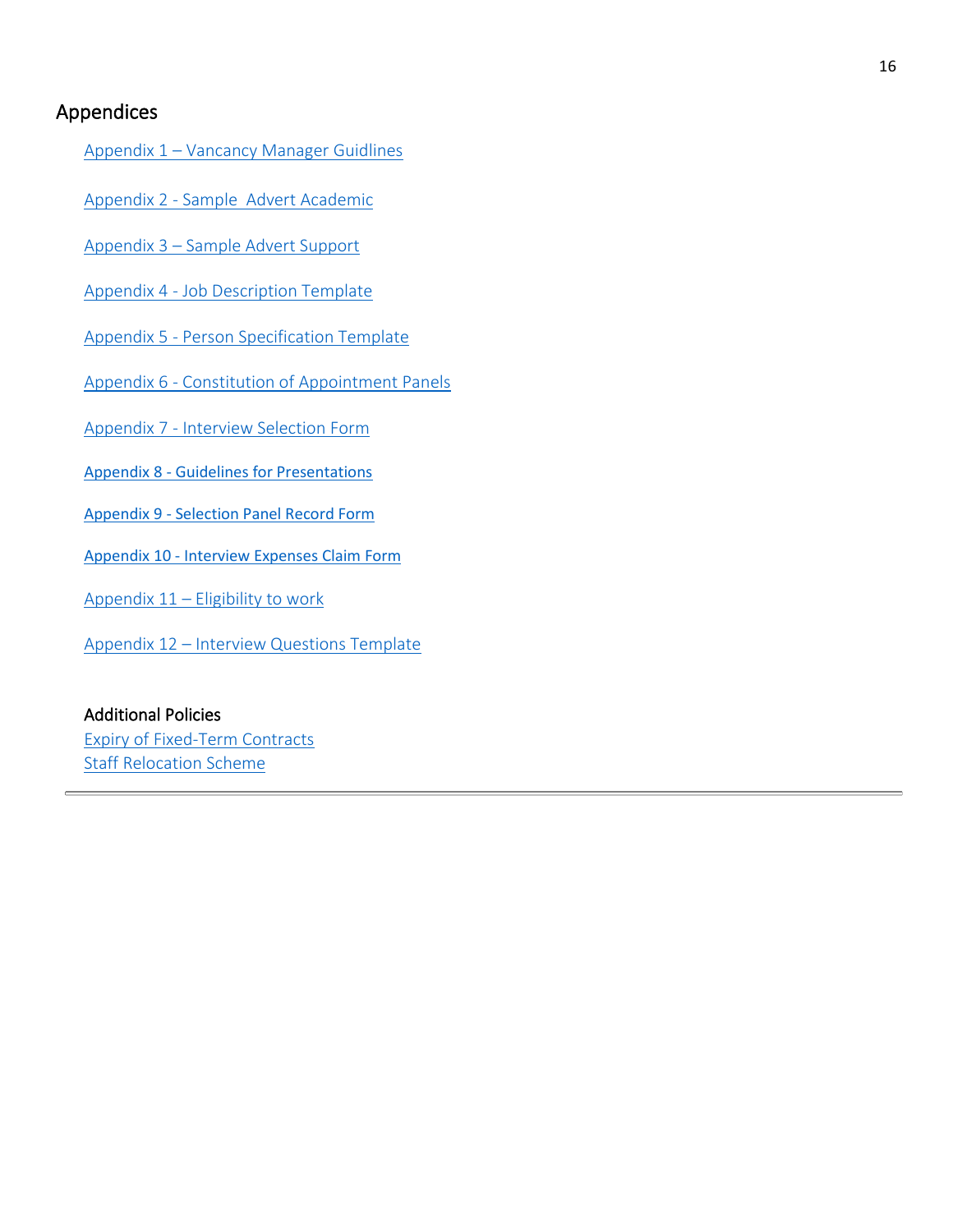## Appendices

Appendix 1 – Vancancy Manager Guidlines

Appendix 2 - Sample  Advert Academic

Appendix 3 – Sample Advert Support

Appendix 4 - Job Description Template

Appendix 5 - Person Specification Template

Appendix 6 - Constitution of Appointment Panels

Appendix 7 - Interview Selection Form

Appendix 8 - Guidelines for Presentations

Appendix 9 - Selection Panel Record Form

Appendix 10 - Interview Expenses Claim Form

Appendix 11 – Eligibility to work

Appendix 12 – Interview Questions Template

### Additional Policies

Expiry of Fixed-Term Contracts
Staff Relocation Scheme